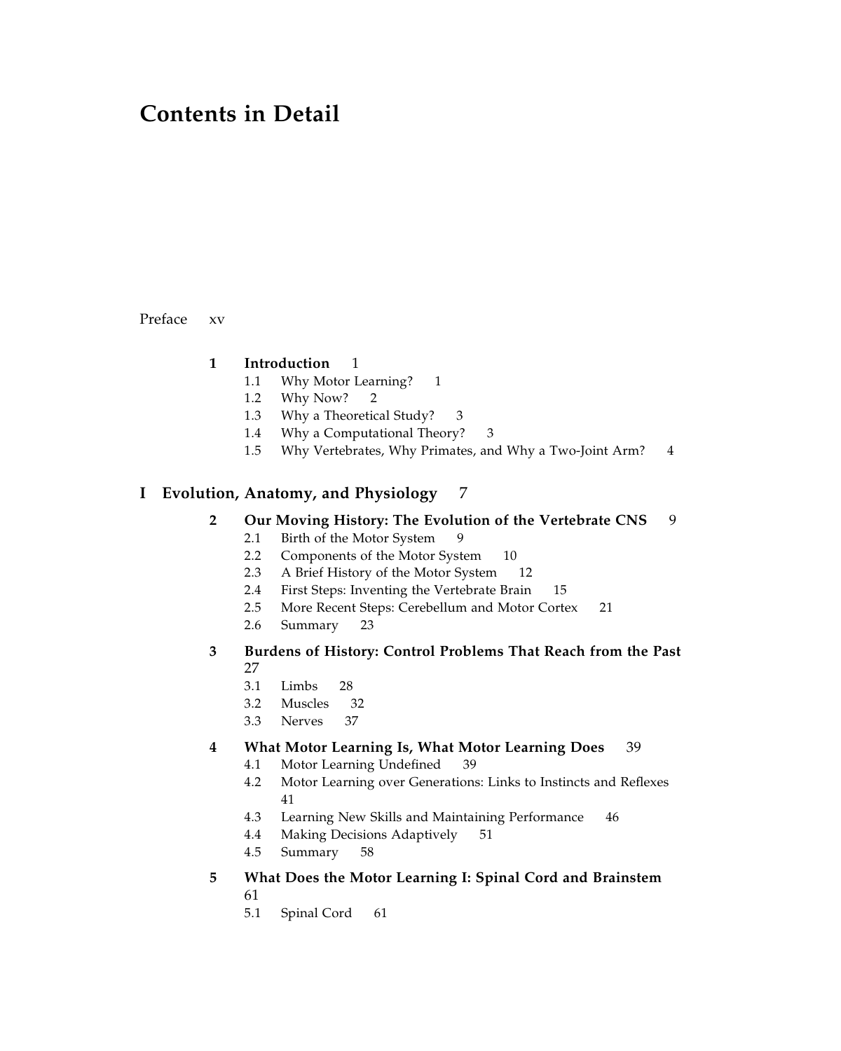# Contents in Detail

Preface xv

**1 Introduction** 1

- 1.1 Why Motor Learning? 1
- 1.2 Why Now? 2
- 1.3 Why a Theoretical Study? 3
- 1.4 Why a Computational Theory? 3
- 1.5 Why Vertebrates, Why Primates, and Why a Two-Joint Arm? 4

## I Evolution, Anatomy, and Physiology 7

**2 Our Moving History: The Evolution of the Vertebrate CNS** 9

- 2.1 Birth of the Motor System 9
- 2.2 Components of the Motor System 10
- 2.3 A Brief History of the Motor System 12
- 2.4 First Steps: Inventing the Vertebrate Brain 15
- 2.5 More Recent Steps: Cerebellum and Motor Cortex 21
- 2.6 Summary 23

**3 Burdens of History: Control Problems That Reach from the Past** 27

- 3.1 Limbs 28
- 3.2 Muscles 32
- 3.3 Nerves 37

**4 What Motor Learning Is, What Motor Learning Does** 39

- 4.1 Motor Learning Undefined 39
- 4.2 Motor Learning over Generations: Links to Instincts and Reflexes 41
- 4.3 Learning New Skills and Maintaining Performance 46
- 4.4 Making Decisions Adaptively 51
- 4.5 Summary 58

**5 What Does the Motor Learning I: Spinal Cord and Brainstem** 61

- 5.1 Spinal Cord 61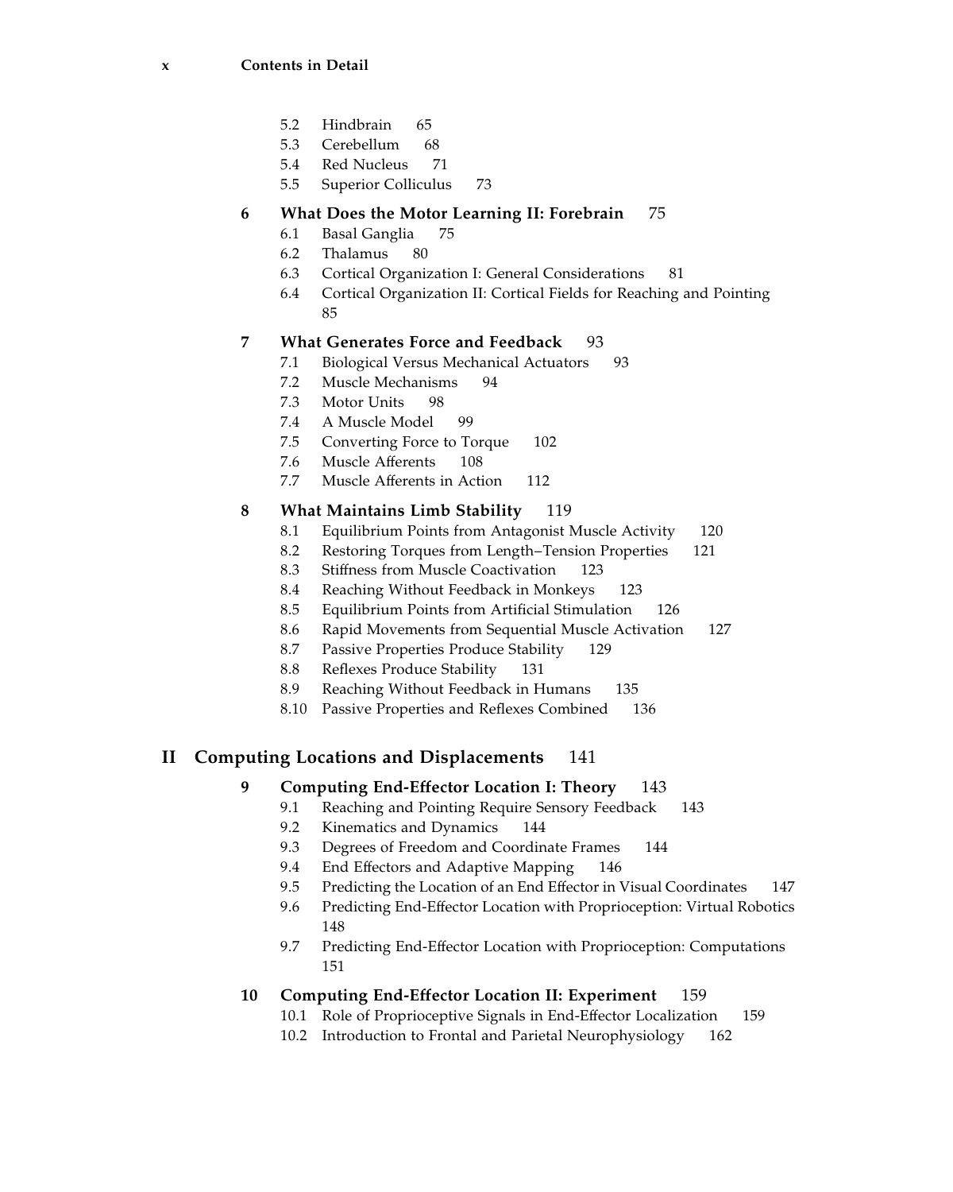5.2 Hindbrain 65
5.3 Cerebellum 68
5.4 Red Nucleus 71
5.5 Superior Colliculus 73

**6 What Does the Motor Learning II: Forebrain 75**

6.1 Basal Ganglia 75
6.2 Thalamus 80
6.3 Cortical Organization I: General Considerations 81
6.4 Cortical Organization II: Cortical Fields for Reaching and Pointing 85

**7 What Generates Force and Feedback 93**

7.1 Biological Versus Mechanical Actuators 93
7.2 Muscle Mechanisms 94
7.3 Motor Units 98
7.4 A Muscle Model 99
7.5 Converting Force to Torque 102
7.6 Muscle Afferents 108
7.7 Muscle Afferents in Action 112

**8 What Maintains Limb Stability 119**

8.1 Equilibrium Points from Antagonist Muscle Activity 120
8.2 Restoring Torques from Length–Tension Properties 121
8.3 Stiffness from Muscle Coactivation 123
8.4 Reaching Without Feedback in Monkeys 123
8.5 Equilibrium Points from Artificial Stimulation 126
8.6 Rapid Movements from Sequential Muscle Activation 127
8.7 Passive Properties Produce Stability 129
8.8 Reflexes Produce Stability 131
8.9 Reaching Without Feedback in Humans 135
8.10 Passive Properties and Reflexes Combined 136

## II Computing Locations and Displacements 141

**9 Computing End-Effector Location I: Theory 143**

9.1 Reaching and Pointing Require Sensory Feedback 143
9.2 Kinematics and Dynamics 144
9.3 Degrees of Freedom and Coordinate Frames 144
9.4 End Effectors and Adaptive Mapping 146
9.5 Predicting the Location of an End Effector in Visual Coordinates 147
9.6 Predicting End-Effector Location with Proprioception: Virtual Robotics 148
9.7 Predicting End-Effector Location with Proprioception: Computations 151

**10 Computing End-Effector Location II: Experiment 159**

10.1 Role of Proprioceptive Signals in End-Effector Localization 159
10.2 Introduction to Frontal and Parietal Neurophysiology 162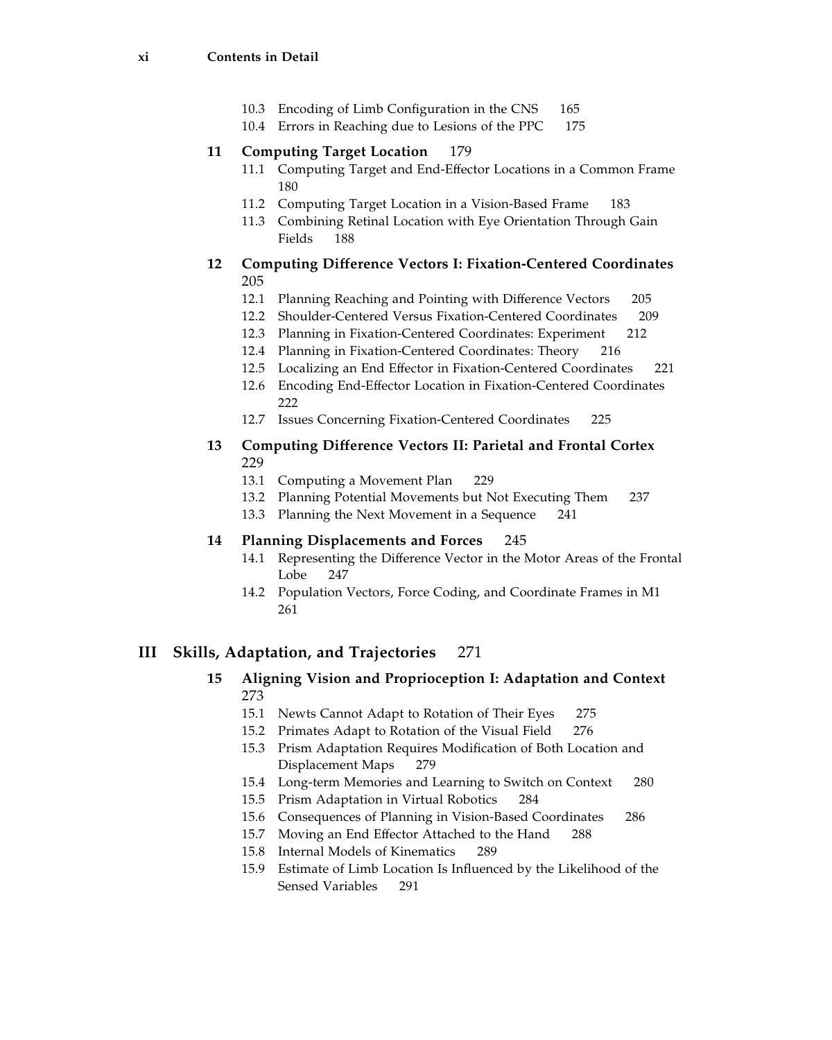10.3 Encoding of Limb Configuration in the CNS 165
10.4 Errors in Reaching due to Lesions of the PPC 175

**11 Computing Target Location** 179

11.1 Computing Target and End-Effector Locations in a Common Frame 180
11.2 Computing Target Location in a Vision-Based Frame 183
11.3 Combining Retinal Location with Eye Orientation Through Gain Fields 188

**12 Computing Difference Vectors I: Fixation-Centered Coordinates** 205

12.1 Planning Reaching and Pointing with Difference Vectors 205
12.2 Shoulder-Centered Versus Fixation-Centered Coordinates 209
12.3 Planning in Fixation-Centered Coordinates: Experiment 212
12.4 Planning in Fixation-Centered Coordinates: Theory 216
12.5 Localizing an End Effector in Fixation-Centered Coordinates 221
12.6 Encoding End-Effector Location in Fixation-Centered Coordinates 222
12.7 Issues Concerning Fixation-Centered Coordinates 225

**13 Computing Difference Vectors II: Parietal and Frontal Cortex** 229

13.1 Computing a Movement Plan 229
13.2 Planning Potential Movements but Not Executing Them 237
13.3 Planning the Next Movement in a Sequence 241

**14 Planning Displacements and Forces** 245

14.1 Representing the Difference Vector in the Motor Areas of the Frontal Lobe 247
14.2 Population Vectors, Force Coding, and Coordinate Frames in M1 261

## III Skills, Adaptation, and Trajectories 271

**15 Aligning Vision and Proprioception I: Adaptation and Context** 273

15.1 Newts Cannot Adapt to Rotation of Their Eyes 275
15.2 Primates Adapt to Rotation of the Visual Field 276
15.3 Prism Adaptation Requires Modification of Both Location and Displacement Maps 279
15.4 Long-term Memories and Learning to Switch on Context 280
15.5 Prism Adaptation in Virtual Robotics 284
15.6 Consequences of Planning in Vision-Based Coordinates 286
15.7 Moving an End Effector Attached to the Hand 288
15.8 Internal Models of Kinematics 289
15.9 Estimate of Limb Location Is Influenced by the Likelihood of the Sensed Variables 291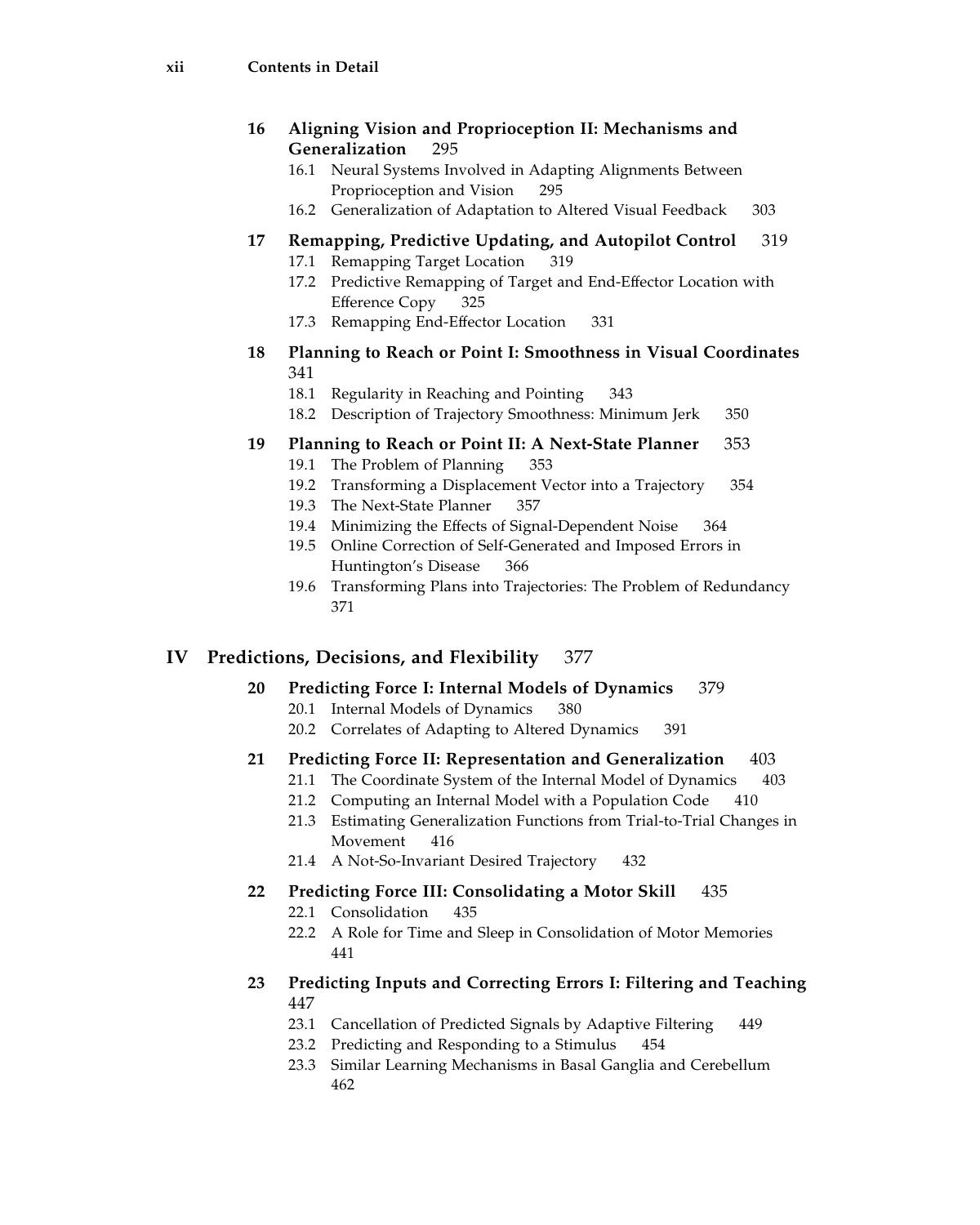**16 Aligning Vision and Proprioception II: Mechanisms and Generalization** 295

- 16.1 Neural Systems Involved in Adapting Alignments Between Proprioception and Vision 295
- 16.2 Generalization of Adaptation to Altered Visual Feedback 303

**17 Remapping, Predictive Updating, and Autopilot Control** 319

- 17.1 Remapping Target Location 319
- 17.2 Predictive Remapping of Target and End-Effector Location with Efference Copy 325
- 17.3 Remapping End-Effector Location 331

**18 Planning to Reach or Point I: Smoothness in Visual Coordinates** 341

- 18.1 Regularity in Reaching and Pointing 343
- 18.2 Description of Trajectory Smoothness: Minimum Jerk 350

**19 Planning to Reach or Point II: A Next-State Planner** 353

- 19.1 The Problem of Planning 353
- 19.2 Transforming a Displacement Vector into a Trajectory 354
- 19.3 The Next-State Planner 357
- 19.4 Minimizing the Effects of Signal-Dependent Noise 364
- 19.5 Online Correction of Self-Generated and Imposed Errors in Huntington's Disease 366
- 19.6 Transforming Plans into Trajectories: The Problem of Redundancy 371

## IV Predictions, Decisions, and Flexibility 377

**20 Predicting Force I: Internal Models of Dynamics** 379

- 20.1 Internal Models of Dynamics 380
- 20.2 Correlates of Adapting to Altered Dynamics 391

**21 Predicting Force II: Representation and Generalization** 403

- 21.1 The Coordinate System of the Internal Model of Dynamics 403
- 21.2 Computing an Internal Model with a Population Code 410
- 21.3 Estimating Generalization Functions from Trial-to-Trial Changes in Movement 416
- 21.4 A Not-So-Invariant Desired Trajectory 432

**22 Predicting Force III: Consolidating a Motor Skill** 435

- 22.1 Consolidation 435
- 22.2 A Role for Time and Sleep in Consolidation of Motor Memories 441

**23 Predicting Inputs and Correcting Errors I: Filtering and Teaching** 447

- 23.1 Cancellation of Predicted Signals by Adaptive Filtering 449
- 23.2 Predicting and Responding to a Stimulus 454
- 23.3 Similar Learning Mechanisms in Basal Ganglia and Cerebellum 462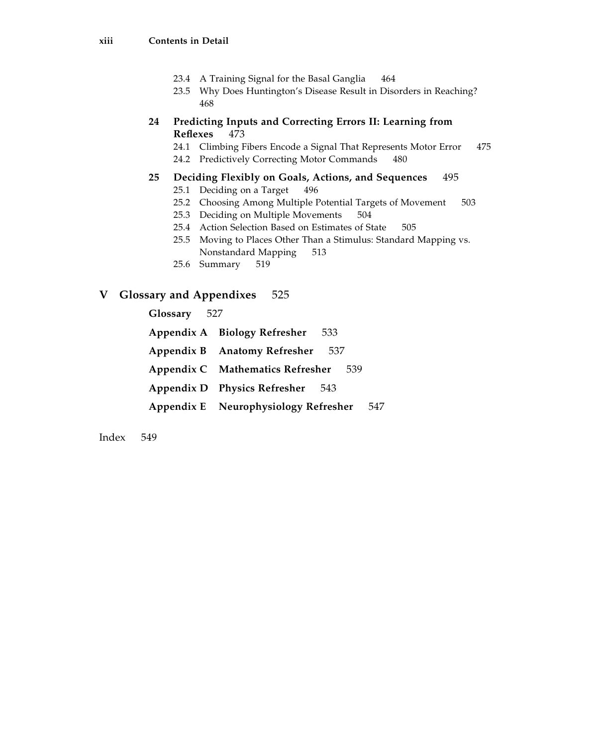23.4 A Training Signal for the Basal Ganglia 464

23.5 Why Does Huntington's Disease Result in Disorders in Reaching? 468

**24 Predicting Inputs and Correcting Errors II: Learning from Reflexes** 473

24.1 Climbing Fibers Encode a Signal That Represents Motor Error 475

24.2 Predictively Correcting Motor Commands 480

**25 Deciding Flexibly on Goals, Actions, and Sequences** 495

25.1 Deciding on a Target 496

25.2 Choosing Among Multiple Potential Targets of Movement 503

25.3 Deciding on Multiple Movements 504

25.4 Action Selection Based on Estimates of State 505

25.5 Moving to Places Other Than a Stimulus: Standard Mapping vs. Nonstandard Mapping 513

25.6 Summary 519

## V Glossary and Appendixes 525

**Glossary** 527

**Appendix A Biology Refresher** 533

**Appendix B Anatomy Refresher** 537

**Appendix C Mathematics Refresher** 539

**Appendix D Physics Refresher** 543

**Appendix E Neurophysiology Refresher** 547

Index 549